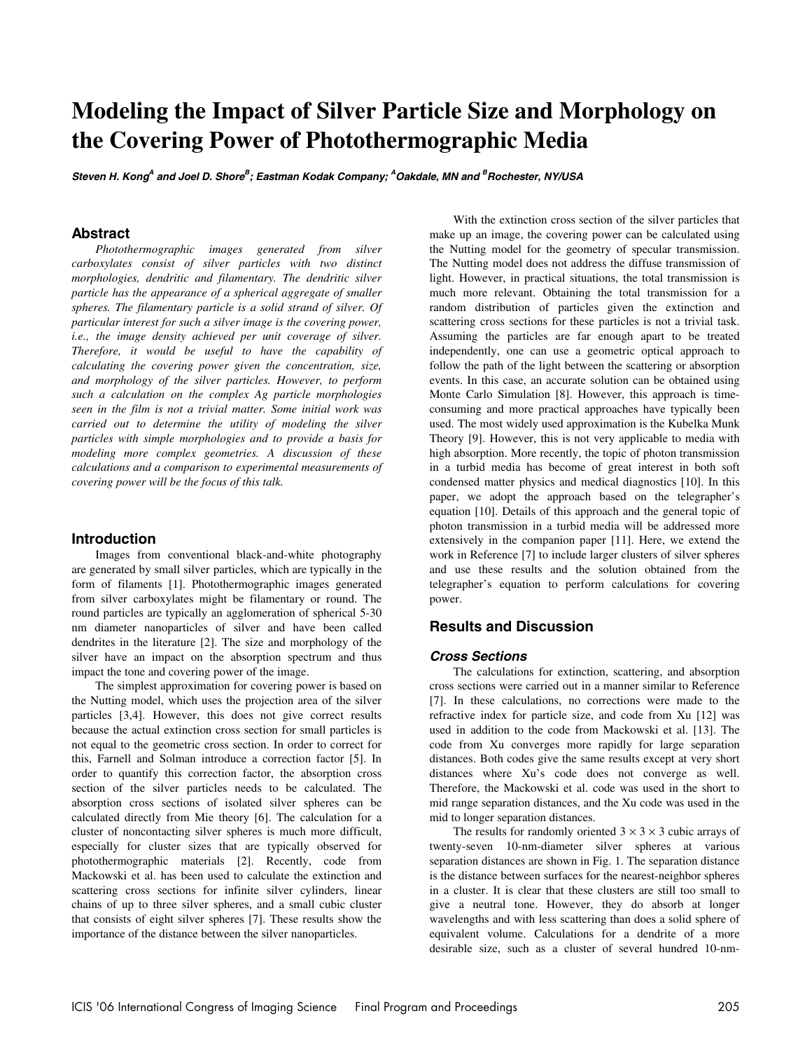# Modeling the Impact of Silver Particle Size and Morphology on the Covering Power of Photothermographic Media

***Steven H. Kong[A] and Joel D. Shore[B]; Eastman Kodak Company; [A]Oakdale, MN and [B]Rochester, NY/USA***

## Abstract

*Photothermographic images generated from silver carboxylates consist of silver particles with two distinct morphologies, dendritic and filamentary. The dendritic silver particle has the appearance of a spherical aggregate of smaller spheres. The filamentary particle is a solid strand of silver. Of particular interest for such a silver image is the covering power, i.e., the image density achieved per unit coverage of silver. Therefore, it would be useful to have the capability of calculating the covering power given the concentration, size, and morphology of the silver particles. However, to perform such a calculation on the complex Ag particle morphologies seen in the film is not a trivial matter. Some initial work was carried out to determine the utility of modeling the silver particles with simple morphologies and to provide a basis for modeling more complex geometries. A discussion of these calculations and a comparison to experimental measurements of covering power will be the focus of this talk.*

## Introduction

Images from conventional black-and-white photography are generated by small silver particles, which are typically in the form of filaments [1]. Photothermographic images generated from silver carboxylates might be filamentary or round. The round particles are typically an agglomeration of spherical 5-30 nm diameter nanoparticles of silver and have been called dendrites in the literature [2]. The size and morphology of the silver have an impact on the absorption spectrum and thus impact the tone and covering power of the image.

The simplest approximation for covering power is based on the Nutting model, which uses the projection area of the silver particles [3,4]. However, this does not give correct results because the actual extinction cross section for small particles is not equal to the geometric cross section. In order to correct for this, Farnell and Solman introduce a correction factor [5]. In order to quantify this correction factor, the absorption cross section of the silver particles needs to be calculated. The absorption cross sections of isolated silver spheres can be calculated directly from Mie theory [6]. The calculation for a cluster of noncontacting silver spheres is much more difficult, especially for cluster sizes that are typically observed for photothermographic materials [2]. Recently, code from Mackowski et al. has been used to calculate the extinction and scattering cross sections for infinite silver cylinders, linear chains of up to three silver spheres, and a small cubic cluster that consists of eight silver spheres [7]. These results show the importance of the distance between the silver nanoparticles.

With the extinction cross section of the silver particles that make up an image, the covering power can be calculated using the Nutting model for the geometry of specular transmission. The Nutting model does not address the diffuse transmission of light. However, in practical situations, the total transmission is much more relevant. Obtaining the total transmission for a random distribution of particles given the extinction and scattering cross sections for these particles is not a trivial task. Assuming the particles are far enough apart to be treated independently, one can use a geometric optical approach to follow the path of the light between the scattering or absorption events. In this case, an accurate solution can be obtained using Monte Carlo Simulation [8]. However, this approach is time-consuming and more practical approaches have typically been used. The most widely used approximation is the Kubelka Munk Theory [9]. However, this is not very applicable to media with high absorption. More recently, the topic of photon transmission in a turbid media has become of great interest in both soft condensed matter physics and medical diagnostics [10]. In this paper, we adopt the approach based on the telegrapher's equation [10]. Details of this approach and the general topic of photon transmission in a turbid media will be addressed more extensively in the companion paper [11]. Here, we extend the work in Reference [7] to include larger clusters of silver spheres and use these results and the solution obtained from the telegrapher's equation to perform calculations for covering power.

## Results and Discussion

### Cross Sections

The calculations for extinction, scattering, and absorption cross sections were carried out in a manner similar to Reference [7]. In these calculations, no corrections were made to the refractive index for particle size, and code from Xu [12] was used in addition to the code from Mackowski et al. [13]. The code from Xu converges more rapidly for large separation distances. Both codes give the same results except at very short distances where Xu's code does not converge as well. Therefore, the Mackowski et al. code was used in the short to mid range separation distances, and the Xu code was used in the mid to longer separation distances.

The results for randomly oriented $3 \times 3 \times 3$ cubic arrays of twenty-seven 10-nm-diameter silver spheres at various separation distances are shown in Fig. 1. The separation distance is the distance between surfaces for the nearest-neighbor spheres in a cluster. It is clear that these clusters are still too small to give a neutral tone. However, they do absorb at longer wavelengths and with less scattering than does a solid sphere of equivalent volume. Calculations for a dendrite of a more desirable size, such as a cluster of several hundred 10-nm-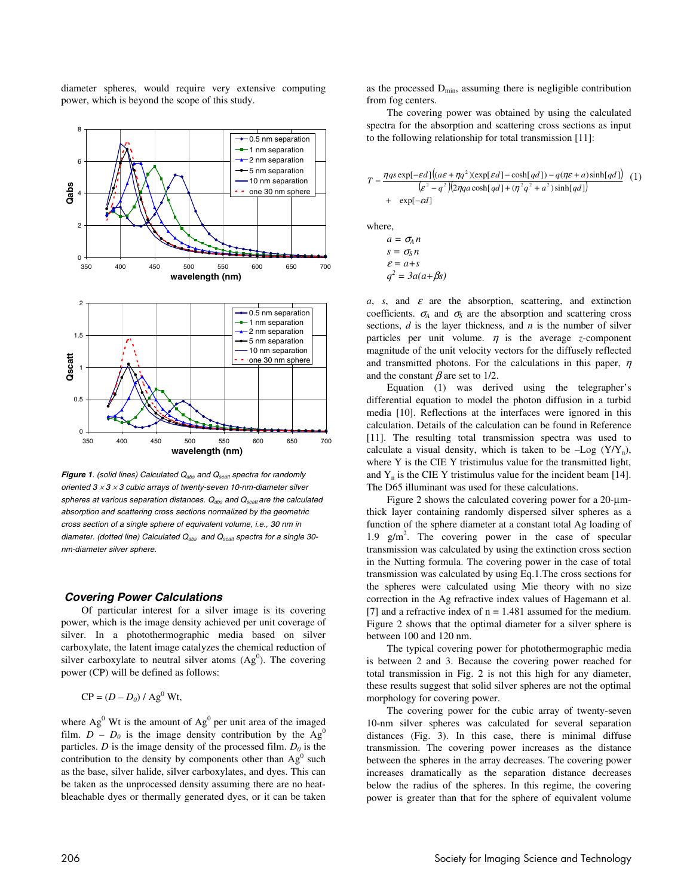diameter spheres, would require very extensive computing power, which is beyond the scope of this study.

***Figure 1**. (solid lines) Calculated $Q_{abs}$ and $Q_{scatt}$ spectra for randomly oriented $3 \times 3 \times 3$ cubic arrays of twenty-seven 10-nm-diameter silver spheres at various separation distances. $Q_{abs}$ and $Q_{scatt}$ are the calculated absorption and scattering cross sections normalized by the geometric cross section of a single sphere of equivalent volume, i.e., 30 nm in diameter. (dotted line) Calculated $Q_{abs}$ and $Q_{scatt}$ spectra for a single 30-nm-diameter silver sphere.*

## *Covering Power Calculations*

Of particular interest for a silver image is its covering power, which is the image density achieved per unit coverage of silver. In a photothermographic media based on silver carboxylate, the latent image catalyzes the chemical reduction of silver carboxylate to neutral silver atoms ($Ag^0$). The covering power (CP) will be defined as follows:

$$\mathrm{CP} = (D - D_0) / \mathrm{Ag}^0\ \mathrm{Wt},$$

where $Ag^0$ Wt is the amount of $Ag^0$ per unit area of the imaged film. $D - D_0$ is the image density contribution by the $Ag^0$ particles. $D$ is the image density of the processed film. $D_0$ is the contribution to the density by components other than $Ag^0$ such as the base, silver halide, silver carboxylates, and dyes. This can be taken as the unprocessed density assuming there are no heat-bleachable dyes or thermally generated dyes, or it can be taken as the processed $D_{min}$, assuming there is negligible contribution from fog centers.

The covering power was obtained by using the calculated spectra for the absorption and scattering cross sections as input to the following relationship for total transmission [11]:

$$T = \frac{\eta q s \exp[-\varepsilon d]\left((a\varepsilon + \eta q^2)(\exp[\varepsilon d] - \cosh[qd]) - q(\eta\varepsilon + a)\sinh[qd]\right)}{(\varepsilon^2 - q^2)\left(2\eta q a \cosh[qd] + (\eta^2 q^2 + a^2)\sinh[qd]\right)} + \exp[-\varepsilon d] \quad (1)$$

where,

$$a = \sigma_A n$$
$$s = \sigma_S n$$
$$\varepsilon = a + s$$
$$q^2 = 3a(a + \beta s)$$

$a$, $s$, and $\varepsilon$ are the absorption, scattering, and extinction coefficients. $\sigma_A$ and $\sigma_S$ are the absorption and scattering cross sections, $d$ is the layer thickness, and $n$ is the number of silver particles per unit volume. $\eta$ is the average $z$-component magnitude of the unit velocity vectors for the diffusely reflected and transmitted photons. For the calculations in this paper, $\eta$ and the constant $\beta$ are set to 1/2.

Equation (1) was derived using the telegrapher's differential equation to model the photon diffusion in a turbid media [10]. Reflections at the interfaces were ignored in this calculation. Details of the calculation can be found in Reference [11]. The resulting total transmission spectra was used to calculate a visual density, which is taken to be $-\mathrm{Log}\ (Y/Y_n)$, where Y is the CIE Y tristimulus value for the transmitted light, and $Y_n$ is the CIE Y tristimulus value for the incident beam [14]. The D65 illuminant was used for these calculations.

Figure 2 shows the calculated covering power for a 20-µm-thick layer containing randomly dispersed silver spheres as a function of the sphere diameter at a constant total Ag loading of 1.9 $g/m^2$. The covering power in the case of specular transmission was calculated by using the extinction cross section in the Nutting formula. The covering power in the case of total transmission was calculated by using Eq.1.The cross sections for the spheres were calculated using Mie theory with no size correction in the Ag refractive index values of Hagemann et al. [7] and a refractive index of n = 1.481 assumed for the medium. Figure 2 shows that the optimal diameter for a silver sphere is between 100 and 120 nm.

The typical covering power for photothermographic media is between 2 and 3. Because the covering power reached for total transmission in Fig. 2 is not this high for any diameter, these results suggest that solid silver spheres are not the optimal morphology for covering power.

The covering power for the cubic array of twenty-seven 10-nm silver spheres was calculated for several separation distances (Fig. 3). In this case, there is minimal diffuse transmission. The covering power increases as the distance between the spheres in the array decreases. The covering power increases dramatically as the separation distance decreases below the radius of the spheres. In this regime, the covering power is greater than that for the sphere of equivalent volume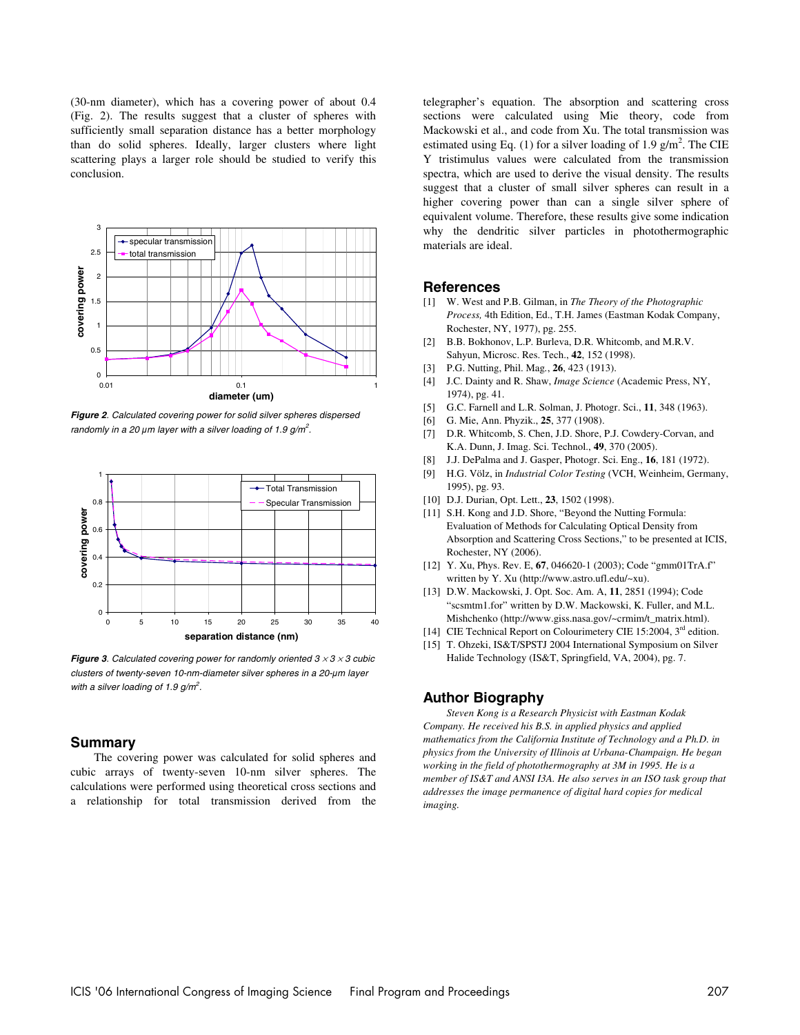(30-nm diameter), which has a covering power of about 0.4 (Fig. 2). The results suggest that a cluster of spheres with sufficiently small separation distance has a better morphology than do solid spheres. Ideally, larger clusters where light scattering plays a larger role should be studied to verify this conclusion.

3
2.5
2
1.5
1
0.5
0
0.01
0.1
1
covering power
diameter (um)
specular transmission
total transmission

***Figure 2**. Calculated covering power for solid silver spheres dispersed randomly in a 20 µm layer with a silver loading of 1.9 g/m$^2$.*

1
0.8
0.6
0.4
0.2
0
0
5
10
15
20
25
30
35
40
covering power
separation distance (nm)
Total Transmission
Specular Transmission

***Figure 3**. Calculated covering power for randomly oriented 3 × 3 × 3 cubic clusters of twenty-seven 10-nm-diameter silver spheres in a 20-µm layer with a silver loading of 1.9 g/m$^2$.*

## Summary

The covering power was calculated for solid spheres and cubic arrays of twenty-seven 10-nm silver spheres. The calculations were performed using theoretical cross sections and a relationship for total transmission derived from the telegrapher's equation. The absorption and scattering cross sections were calculated using Mie theory, code from Mackowski et al., and code from Xu. The total transmission was estimated using Eq. (1) for a silver loading of 1.9 g/m$^2$. The CIE Y tristimulus values were calculated from the transmission spectra, which are used to derive the visual density. The results suggest that a cluster of small silver spheres can result in a higher covering power than can a single silver sphere of equivalent volume. Therefore, these results give some indication why the dendritic silver particles in photothermographic materials are ideal.

## References

[1] W. West and P.B. Gilman, in *The Theory of the Photographic Process,* 4th Edition, Ed., T.H. James (Eastman Kodak Company, Rochester, NY, 1977), pg. 255.

[2] B.B. Bokhonov, L.P. Burleva, D.R. Whitcomb, and M.R.V. Sahyun, Microsc. Res. Tech., **42**, 152 (1998).

[3] P.G. Nutting, Phil. Mag., **26**, 423 (1913).

[4] J.C. Dainty and R. Shaw, *Image Science* (Academic Press, NY, 1974), pg. 41.

[5] G.C. Farnell and L.R. Solman, J. Photogr. Sci., **11**, 348 (1963).

[6] G. Mie, Ann. Phyzik., **25**, 377 (1908).

[7] D.R. Whitcomb, S. Chen, J.D. Shore, P.J. Cowdery-Corvan, and K.A. Dunn, J. Imag. Sci. Technol., **49**, 370 (2005).

[8] J.J. DePalma and J. Gasper, Photogr. Sci. Eng., **16**, 181 (1972).

[9] H.G. Völz, in *Industrial Color Testing* (VCH, Weinheim, Germany, 1995), pg. 93.

[10] D.J. Durian, Opt. Lett., **23**, 1502 (1998).

[11] S.H. Kong and J.D. Shore, "Beyond the Nutting Formula: Evaluation of Methods for Calculating Optical Density from Absorption and Scattering Cross Sections," to be presented at ICIS, Rochester, NY (2006).

[12] Y. Xu, Phys. Rev. E, **67**, 046620-1 (2003); Code "gmm01TrA.f" written by Y. Xu (http://www.astro.ufl.edu/~xu).

[13] D.W. Mackowski, J. Opt. Soc. Am. A, **11**, 2851 (1994); Code "scsmtm1.for" written by D.W. Mackowski, K. Fuller, and M.L. Mishchenko (http://www.giss.nasa.gov/~crmim/t_matrix.html).

[14] CIE Technical Report on Colourimetery CIE 15:2004, 3rd edition.

[15] T. Ohzeki, IS&T/SPSTJ 2004 International Symposium on Silver Halide Technology (IS&T, Springfield, VA, 2004), pg. 7.

## Author Biography

*Steven Kong is a Research Physicist with Eastman Kodak Company. He received his B.S. in applied physics and applied mathematics from the California Institute of Technology and a Ph.D. in physics from the University of Illinois at Urbana-Champaign. He began working in the field of photothermography at 3M in 1995. He is a member of IS&T and ANSI I3A. He also serves in an ISO task group that addresses the image permanence of digital hard copies for medical imaging.*